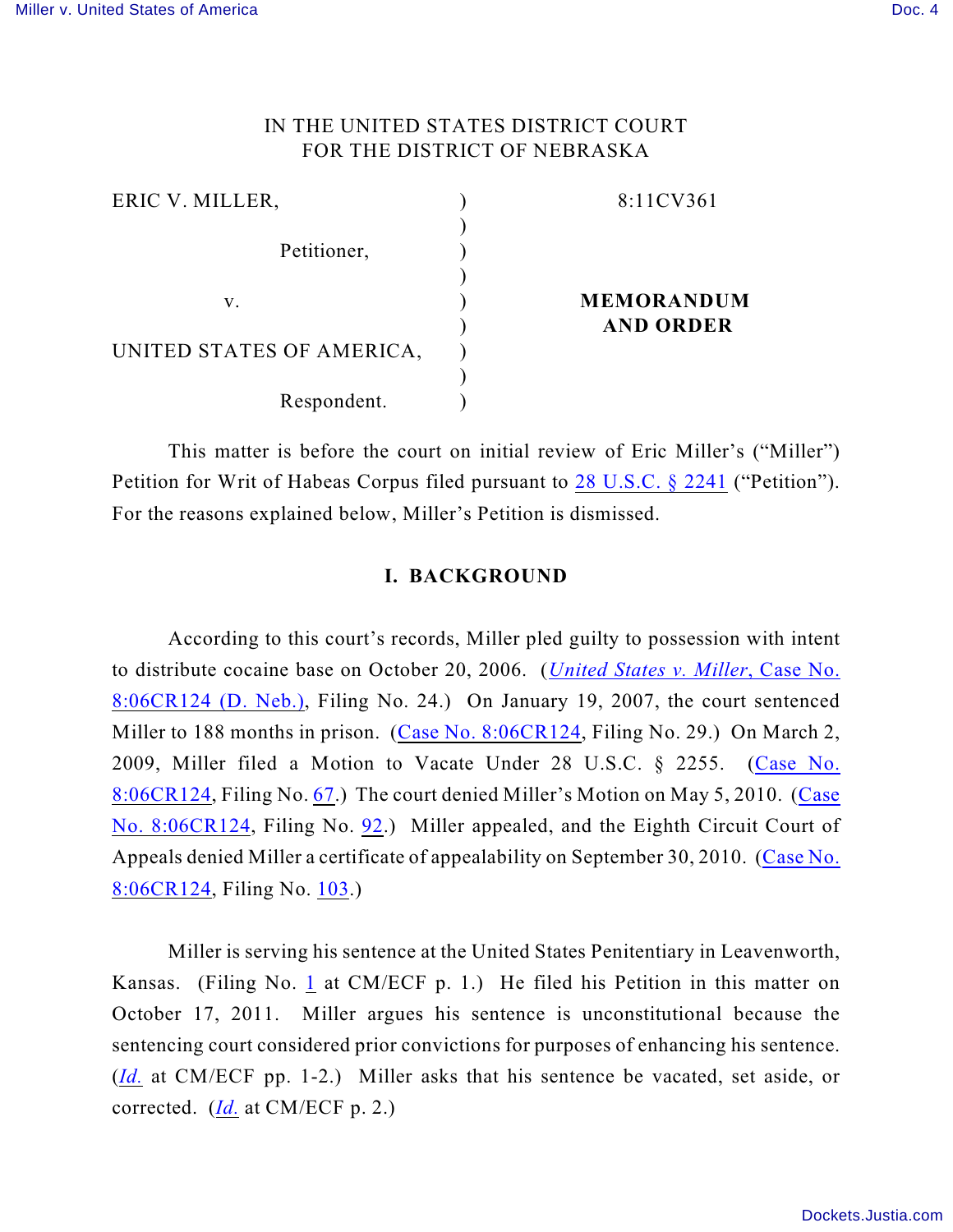IN THE UNITED STATES DISTRICT COURT
FOR THE DISTRICT OF NEBRASKA

| | | |
|---|---|---|
| ERIC V. MILLER, | ) | 8:11CV361 |
| | ) | |
| Petitioner, | ) | |
| | ) | |
| v. | ) | **MEMORANDUM** |
| | ) | **AND ORDER** |
| UNITED STATES OF AMERICA, | ) | |
| | ) | |
| Respondent. | ) | |

This matter is before the court on initial review of Eric Miller's ("Miller") Petition for Writ of Habeas Corpus filed pursuant to 28 U.S.C. § 2241 ("Petition"). For the reasons explained below, Miller's Petition is dismissed.

## I. BACKGROUND

According to this court's records, Miller pled guilty to possession with intent to distribute cocaine base on October 20, 2006. (*United States v. Miller*, Case No. 8:06CR124 (D. Neb.), Filing No. 24.) On January 19, 2007, the court sentenced Miller to 188 months in prison. (Case No. 8:06CR124, Filing No. 29.) On March 2, 2009, Miller filed a Motion to Vacate Under 28 U.S.C. § 2255. (Case No. 8:06CR124, Filing No. 67.) The court denied Miller's Motion on May 5, 2010. (Case No. 8:06CR124, Filing No. 92.) Miller appealed, and the Eighth Circuit Court of Appeals denied Miller a certificate of appealability on September 30, 2010. (Case No. 8:06CR124, Filing No. 103.)

Miller is serving his sentence at the United States Penitentiary in Leavenworth, Kansas. (Filing No. 1 at CM/ECF p. 1.) He filed his Petition in this matter on October 17, 2011. Miller argues his sentence is unconstitutional because the sentencing court considered prior convictions for purposes of enhancing his sentence. (*Id.* at CM/ECF pp. 1-2.) Miller asks that his sentence be vacated, set aside, or corrected. (*Id.* at CM/ECF p. 2.)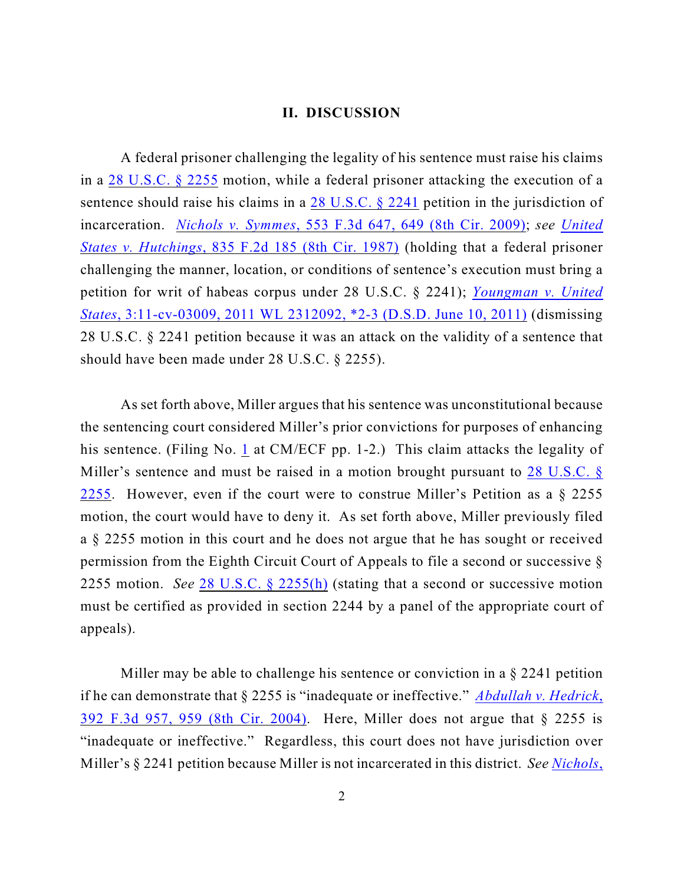## II. DISCUSSION

A federal prisoner challenging the legality of his sentence must raise his claims in a 28 U.S.C. § 2255 motion, while a federal prisoner attacking the execution of a sentence should raise his claims in a 28 U.S.C. § 2241 petition in the jurisdiction of incarceration. *Nichols v. Symmes*, 553 F.3d 647, 649 (8th Cir. 2009); *see United States v. Hutchings*, 835 F.2d 185 (8th Cir. 1987) (holding that a federal prisoner challenging the manner, location, or conditions of sentence's execution must bring a petition for writ of habeas corpus under 28 U.S.C. § 2241); *Youngman v. United States*, 3:11-cv-03009, 2011 WL 2312092, *2-3 (D.S.D. June 10, 2011) (dismissing 28 U.S.C. § 2241 petition because it was an attack on the validity of a sentence that should have been made under 28 U.S.C. § 2255).

As set forth above, Miller argues that his sentence was unconstitutional because the sentencing court considered Miller's prior convictions for purposes of enhancing his sentence. (Filing No. 1 at CM/ECF pp. 1-2.) This claim attacks the legality of Miller's sentence and must be raised in a motion brought pursuant to 28 U.S.C. § 2255. However, even if the court were to construe Miller's Petition as a § 2255 motion, the court would have to deny it. As set forth above, Miller previously filed a § 2255 motion in this court and he does not argue that he has sought or received permission from the Eighth Circuit Court of Appeals to file a second or successive § 2255 motion. *See* 28 U.S.C. § 2255(h) (stating that a second or successive motion must be certified as provided in section 2244 by a panel of the appropriate court of appeals).

Miller may be able to challenge his sentence or conviction in a § 2241 petition if he can demonstrate that § 2255 is "inadequate or ineffective." *Abdullah v. Hedrick*, 392 F.3d 957, 959 (8th Cir. 2004). Here, Miller does not argue that § 2255 is "inadequate or ineffective." Regardless, this court does not have jurisdiction over Miller's § 2241 petition because Miller is not incarcerated in this district. *See Nichols*,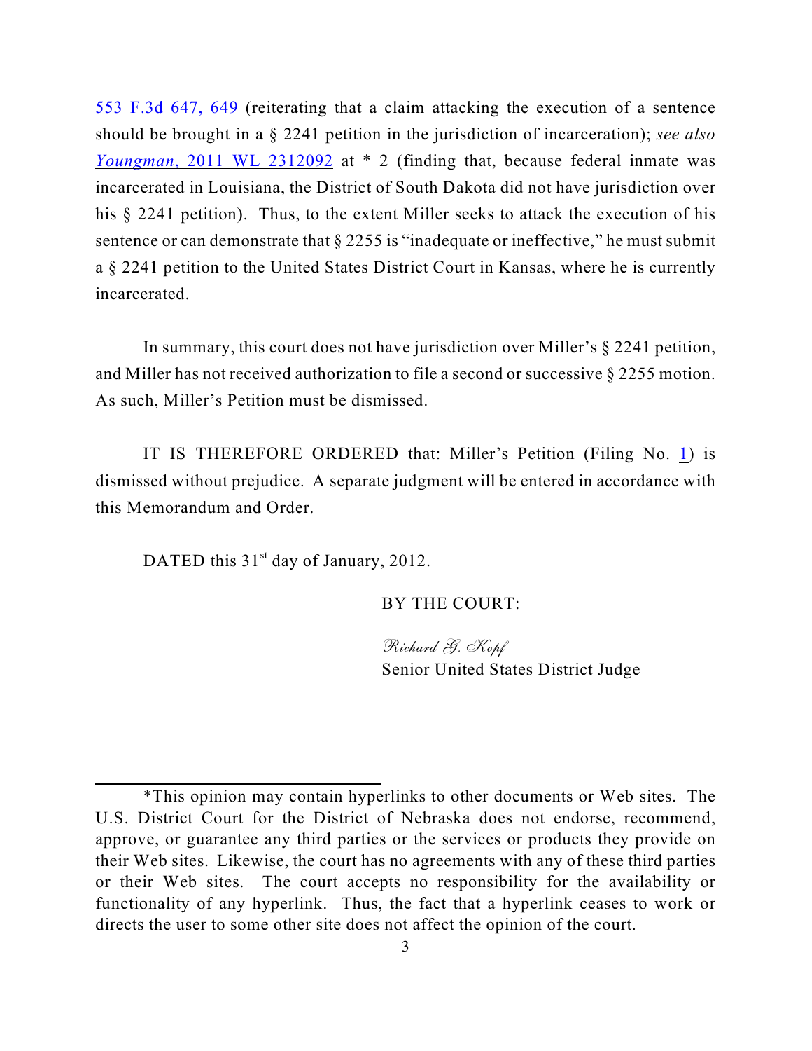553 F.3d 647, 649 (reiterating that a claim attacking the execution of a sentence should be brought in a § 2241 petition in the jurisdiction of incarceration); *see also* *Youngman*, 2011 WL 2312092 at * 2 (finding that, because federal inmate was incarcerated in Louisiana, the District of South Dakota did not have jurisdiction over his § 2241 petition). Thus, to the extent Miller seeks to attack the execution of his sentence or can demonstrate that § 2255 is "inadequate or ineffective," he must submit a § 2241 petition to the United States District Court in Kansas, where he is currently incarcerated.

In summary, this court does not have jurisdiction over Miller's § 2241 petition, and Miller has not received authorization to file a second or successive § 2255 motion. As such, Miller's Petition must be dismissed.

IT IS THEREFORE ORDERED that: Miller's Petition (Filing No. 1) is dismissed without prejudice. A separate judgment will be entered in accordance with this Memorandum and Order.

DATED this 31st day of January, 2012.

BY THE COURT:

*Richard G. Kopf*
Senior United States District Judge

---

\*This opinion may contain hyperlinks to other documents or Web sites. The U.S. District Court for the District of Nebraska does not endorse, recommend, approve, or guarantee any third parties or the services or products they provide on their Web sites. Likewise, the court has no agreements with any of these third parties or their Web sites. The court accepts no responsibility for the availability or functionality of any hyperlink. Thus, the fact that a hyperlink ceases to work or directs the user to some other site does not affect the opinion of the court.